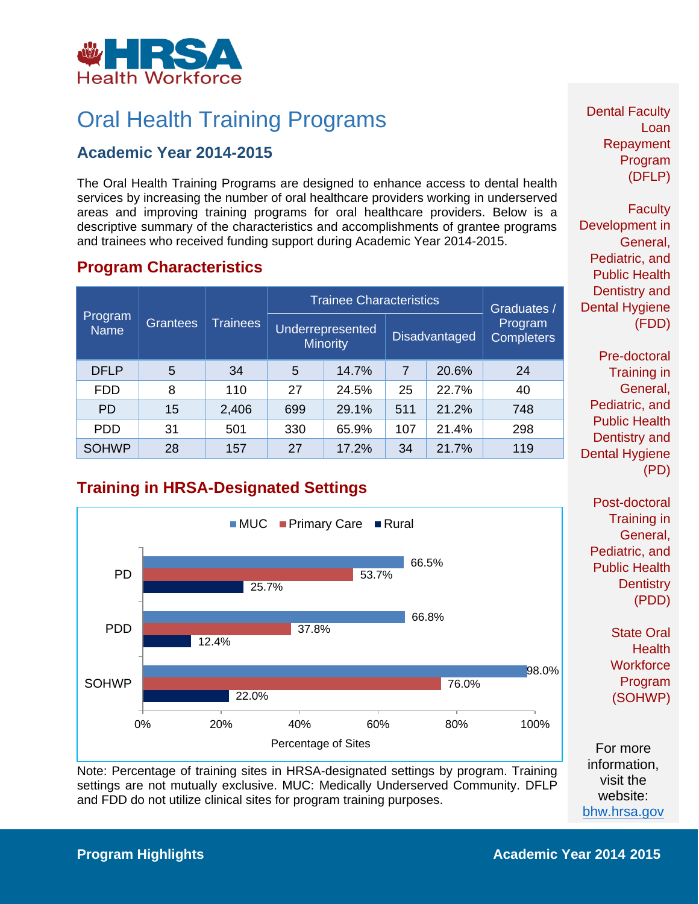HRSA Health Workforce

# Oral Health Training Programs

## Academic Year 2014-2015

The Oral Health Training Programs are designed to enhance access to dental health services by increasing the number of oral healthcare providers working in underserved areas and improving training programs for oral healthcare providers. Below is a descriptive summary of the characteristics and accomplishments of grantee programs and trainees who received funding support during Academic Year 2014-2015.

## Program Characteristics

| Program Name | Grantees | Trainees | Trainee Characteristics | | | | Graduates / Program Completers |
|---|---|---|---|---|---|---|---|
| | | | Underrepresented Minority | | Disadvantaged | | |
| DFLP | 5 | 34 | 5 | 14.7% | 7 | 20.6% | 24 |
| FDD | 8 | 110 | 27 | 24.5% | 25 | 22.7% | 40 |
| PD | 15 | 2,406 | 699 | 29.1% | 511 | 21.2% | 748 |
| PDD | 31 | 501 | 330 | 65.9% | 107 | 21.4% | 298 |
| SOHWP | 28 | 157 | 27 | 17.2% | 34 | 21.7% | 119 |

## Training in HRSA-Designated Settings

| Program | MUC | Primary Care | Rural |
|---|---|---|---|
| PD | 66.5% | 53.7% | 25.7% |
| PDD | 66.8% | 37.8% | 12.4% |
| SOHWP | 98.0% | 76.0% | 22.0% |

Percentage of Sites

Note: Percentage of training sites in HRSA-designated settings by program. Training settings are not mutually exclusive. MUC: Medically Underserved Community. DFLP and FDD do not utilize clinical sites for program training purposes.

Dental Faculty Loan Repayment Program (DFLP)

Faculty Development in General, Pediatric, and Public Health Dentistry and Dental Hygiene (FDD)

Pre-doctoral Training in General, Pediatric, and Public Health Dentistry and Dental Hygiene (PD)

Post-doctoral Training in General, Pediatric, and Public Health Dentistry (PDD)

State Oral Health Workforce Program (SOHWP)

For more information, visit the website: bhw.hrsa.gov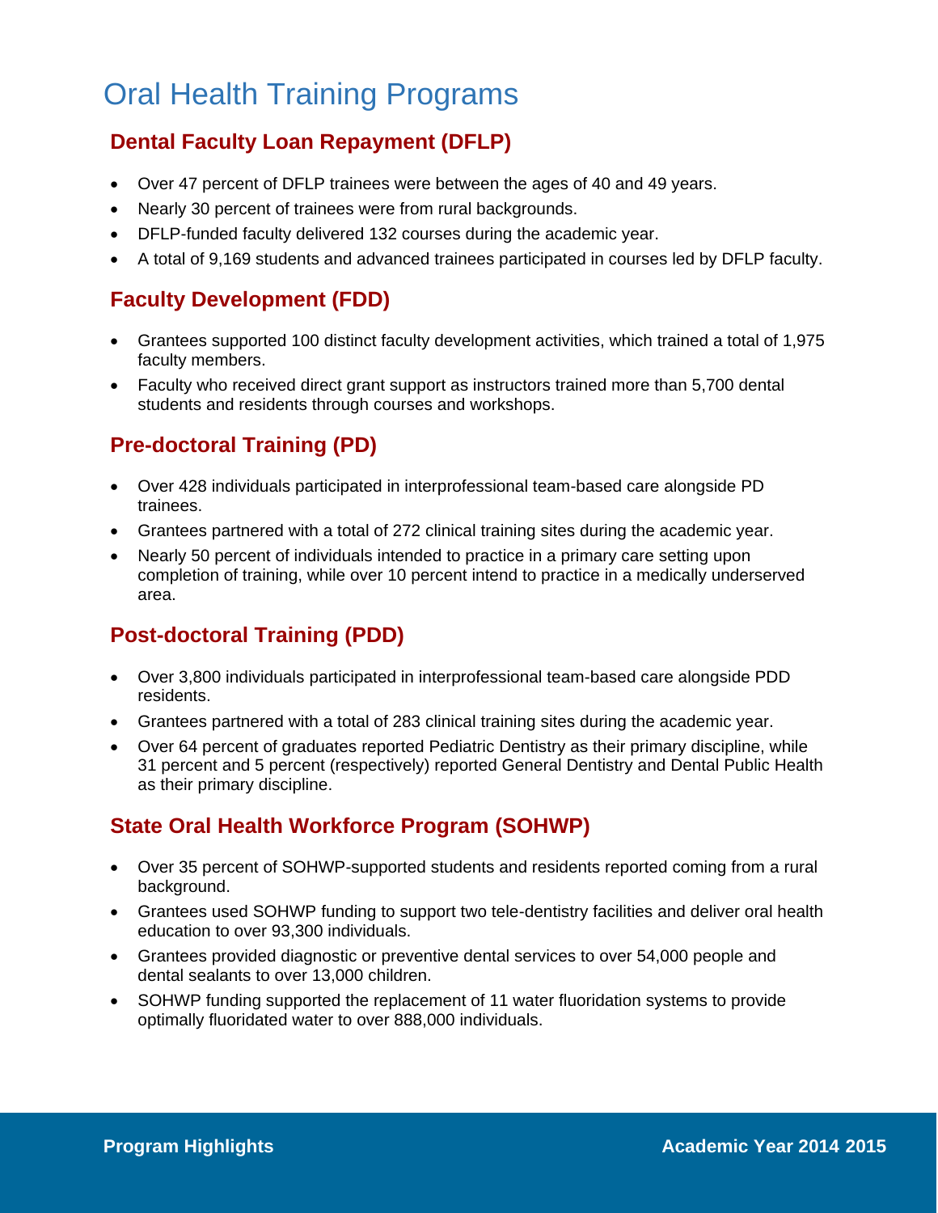# Oral Health Training Programs

## Dental Faculty Loan Repayment (DFLP)

- Over 47 percent of DFLP trainees were between the ages of 40 and 49 years.
- Nearly 30 percent of trainees were from rural backgrounds.
- DFLP-funded faculty delivered 132 courses during the academic year.
- A total of 9,169 students and advanced trainees participated in courses led by DFLP faculty.

## Faculty Development (FDD)

- Grantees supported 100 distinct faculty development activities, which trained a total of 1,975 faculty members.
- Faculty who received direct grant support as instructors trained more than 5,700 dental students and residents through courses and workshops.

## Pre-doctoral Training (PD)

- Over 428 individuals participated in interprofessional team-based care alongside PD trainees.
- Grantees partnered with a total of 272 clinical training sites during the academic year.
- Nearly 50 percent of individuals intended to practice in a primary care setting upon completion of training, while over 10 percent intend to practice in a medically underserved area.

## Post-doctoral Training (PDD)

- Over 3,800 individuals participated in interprofessional team-based care alongside PDD residents.
- Grantees partnered with a total of 283 clinical training sites during the academic year.
- Over 64 percent of graduates reported Pediatric Dentistry as their primary discipline, while 31 percent and 5 percent (respectively) reported General Dentistry and Dental Public Health as their primary discipline.

## State Oral Health Workforce Program (SOHWP)

- Over 35 percent of SOHWP-supported students and residents reported coming from a rural background.
- Grantees used SOHWP funding to support two tele-dentistry facilities and deliver oral health education to over 93,300 individuals.
- Grantees provided diagnostic or preventive dental services to over 54,000 people and dental sealants to over 13,000 children.
- SOHWP funding supported the replacement of 11 water fluoridation systems to provide optimally fluoridated water to over 888,000 individuals.